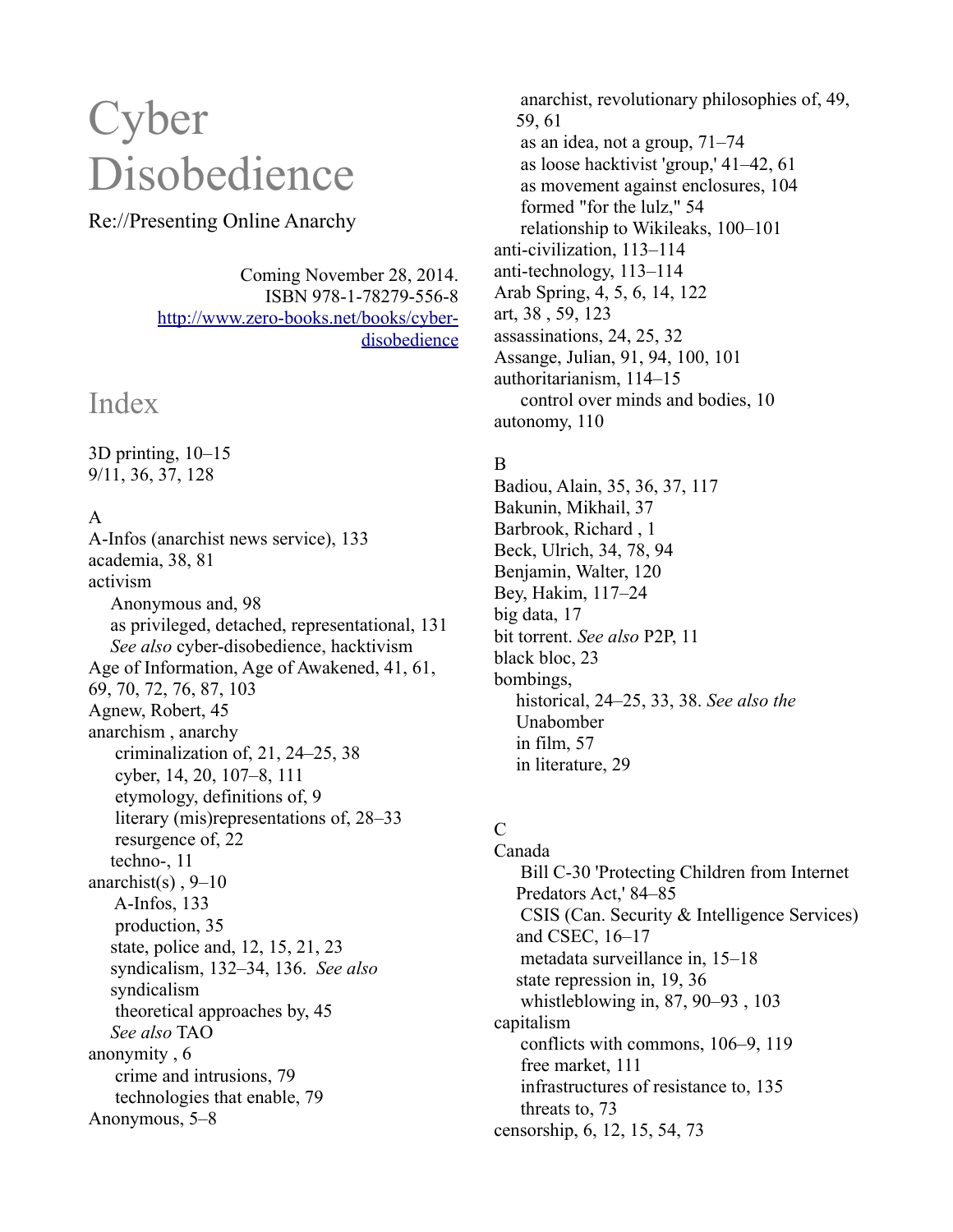# Cyber Disobedience

Re://Presenting Online Anarchy

Coming November 28, 2014.
ISBN 978-1-78279-556-8
http://www.zero-books.net/books/cyber-disobedience

## Index

3D printing, 10–15
9/11, 36, 37, 128

A
A-Infos (anarchist news service), 133
academia, 38, 81
activism
  Anonymous and, 98
  as privileged, detached, representational, 131
  *See also* cyber-disobedience, hacktivism
Age of Information, Age of Awakened, 41, 61, 69, 70, 72, 76, 87, 103
Agnew, Robert, 45
anarchism , anarchy
  criminalization of, 21, 24–25, 38
  cyber, 14, 20, 107–8, 111
  etymology, definitions of, 9
  literary (mis)representations of, 28–33
  resurgence of, 22
  techno-, 11
anarchist(s) , 9–10
  A-Infos, 133
  production, 35
  state, police and, 12, 15, 21, 23
  syndicalism, 132–34, 136. *See also* syndicalism
  theoretical approaches by, 45
  *See also* TAO
anonymity , 6
  crime and intrusions, 79
  technologies that enable, 79
Anonymous, 5–8
  anarchist, revolutionary philosophies of, 49, 59, 61
  as an idea, not a group, 71–74
  as loose hacktivist 'group,' 41–42, 61
  as movement against enclosures, 104
  formed "for the lulz," 54
  relationship to Wikileaks, 100–101
anti-civilization, 113–114
anti-technology, 113–114
Arab Spring, 4, 5, 6, 14, 122
art, 38 , 59, 123
assassinations, 24, 25, 32
Assange, Julian, 91, 94, 100, 101
authoritarianism, 114–15
  control over minds and bodies, 10
autonomy, 110

B
Badiou, Alain, 35, 36, 37, 117
Bakunin, Mikhail, 37
Barbrook, Richard , 1
Beck, Ulrich, 34, 78, 94
Benjamin, Walter, 120
Bey, Hakim, 117–24
big data, 17
bit torrent. *See also* P2P, 11
black bloc, 23
bombings,
  historical, 24–25, 33, 38. *See also the* Unabomber
  in film, 57
  in literature, 29

C
Canada
  Bill C-30 'Protecting Children from Internet Predators Act,' 84–85
  CSIS (Can. Security & Intelligence Services) and CSEC, 16–17
  metadata surveillance in, 15–18
  state repression in, 19, 36
  whistleblowing in, 87, 90–93 , 103
capitalism
  conflicts with commons, 106–9, 119
  free market, 111
  infrastructures of resistance to, 135
  threats to, 73
censorship, 6, 12, 15, 54, 73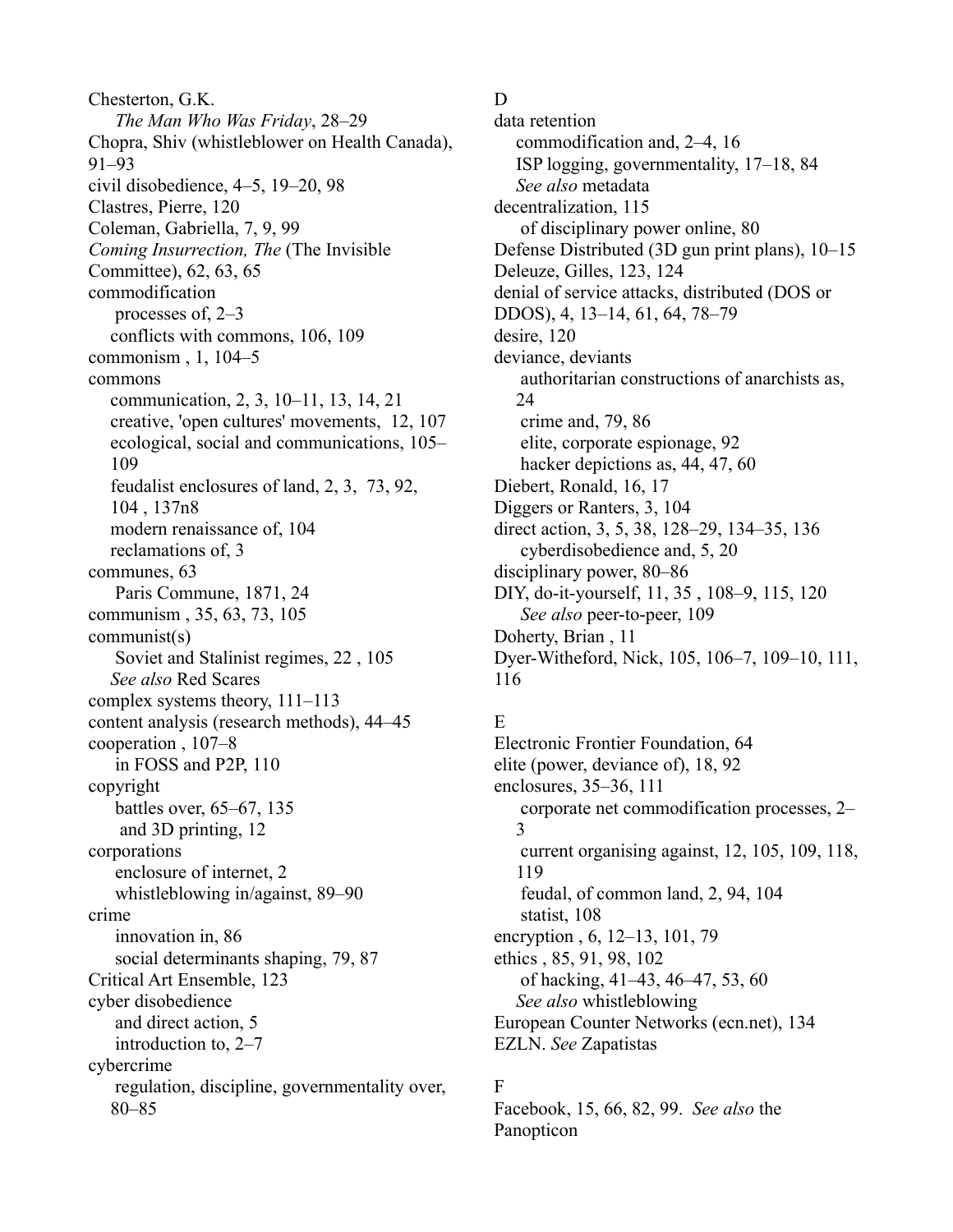Chesterton, G.K.
    *The Man Who Was Friday*, 28–29
Chopra, Shiv (whistleblower on Health Canada), 91–93
civil disobedience, 4–5, 19–20, 98
Clastres, Pierre, 120
Coleman, Gabriella, 7, 9, 99
*Coming Insurrection, The* (The Invisible Committee), 62, 63, 65
commodification
    processes of, 2–3
    conflicts with commons, 106, 109
commonism , 1, 104–5
commons
    communication, 2, 3, 10–11, 13, 14, 21
    creative, 'open cultures' movements, 12, 107
    ecological, social and communications, 105–109
    feudalist enclosures of land, 2, 3, 73, 92, 104 , 137n8
    modern renaissance of, 104
    reclamations of, 3
communes, 63
    Paris Commune, 1871, 24
communism , 35, 63, 73, 105
communist(s)
    Soviet and Stalinist regimes, 22 , 105
    *See also* Red Scares
complex systems theory, 111–113
content analysis (research methods), 44–45
cooperation , 107–8
    in FOSS and P2P, 110
copyright
    battles over, 65–67, 135
    and 3D printing, 12
corporations
    enclosure of internet, 2
    whistleblowing in/against, 89–90
crime
    innovation in, 86
    social determinants shaping, 79, 87
Critical Art Ensemble, 123
cyber disobedience
    and direct action, 5
    introduction to, 2–7
cybercrime
    regulation, discipline, governmentality over, 80–85

D

data retention
    commodification and, 2–4, 16
    ISP logging, governmentality, 17–18, 84
    *See also* metadata
decentralization, 115
    of disciplinary power online, 80
Defense Distributed (3D gun print plans), 10–15
Deleuze, Gilles, 123, 124
denial of service attacks, distributed (DOS or DDOS), 4, 13–14, 61, 64, 78–79
desire, 120
deviance, deviants
    authoritarian constructions of anarchists as, 24
    crime and, 79, 86
    elite, corporate espionage, 92
    hacker depictions as, 44, 47, 60
Diebert, Ronald, 16, 17
Diggers or Ranters, 3, 104
direct action, 3, 5, 38, 128–29, 134–35, 136
    cyberdisobedience and, 5, 20
disciplinary power, 80–86
DIY, do-it-yourself, 11, 35 , 108–9, 115, 120
    *See also* peer-to-peer, 109
Doherty, Brian , 11
Dyer-Witheford, Nick, 105, 106–7, 109–10, 111, 116

E

Electronic Frontier Foundation, 64
elite (power, deviance of), 18, 92
enclosures, 35–36, 111
    corporate net commodification processes, 2–3
    current organising against, 12, 105, 109, 118, 119
    feudal, of common land, 2, 94, 104
    statist, 108
encryption , 6, 12–13, 101, 79
ethics , 85, 91, 98, 102
    of hacking, 41–43, 46–47, 53, 60
    *See also* whistleblowing
European Counter Networks (ecn.net), 134
EZLN. *See* Zapatistas

F

Facebook, 15, 66, 82, 99. *See also* the Panopticon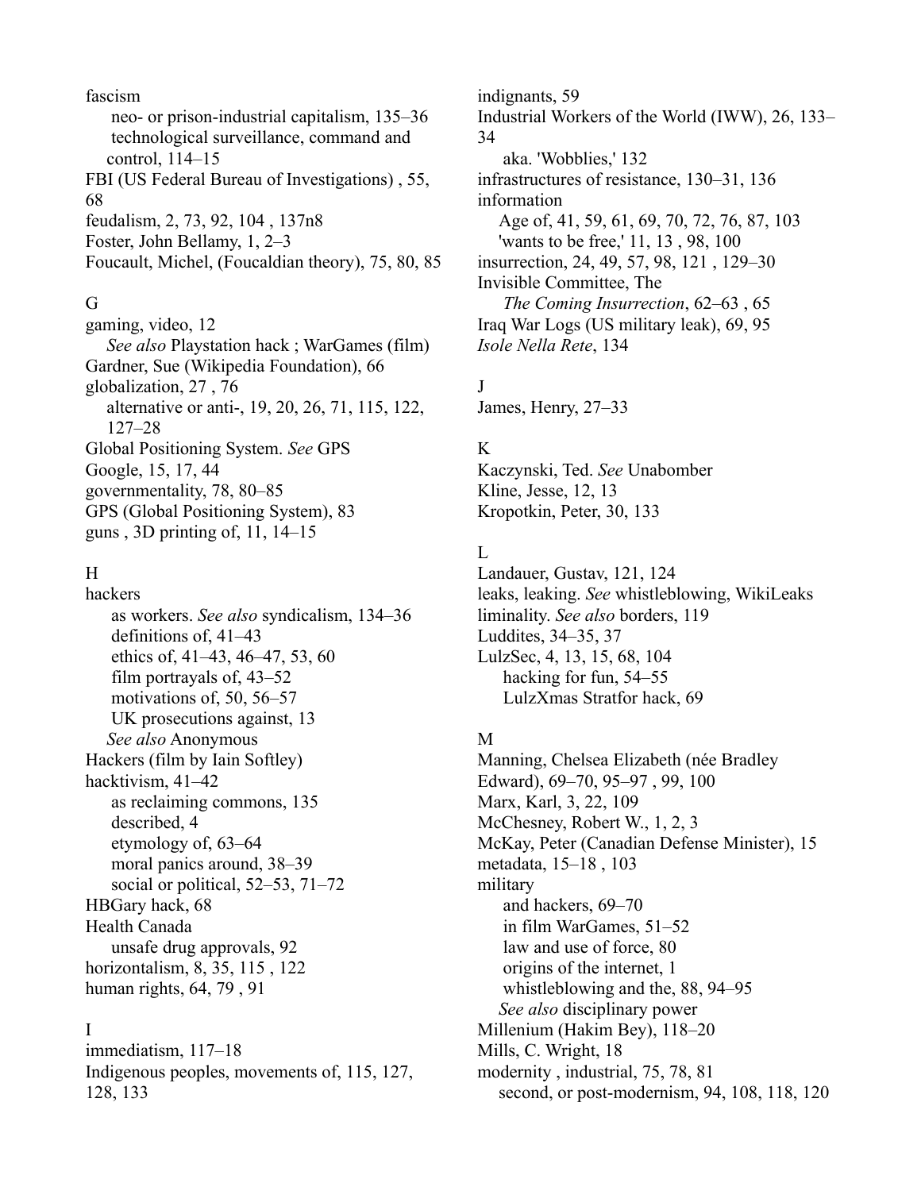fascism
- neo- or prison-industrial capitalism, 135–36
- technological surveillance, command and control, 114–15

FBI (US Federal Bureau of Investigations) , 55, 68

feudalism, 2, 73, 92, 104 , 137n8

Foster, John Bellamy, 1, 2–3

Foucault, Michel, (Foucaldian theory), 75, 80, 85

G

gaming, video, 12
- *See also* Playstation hack ; WarGames (film)

Gardner, Sue (Wikipedia Foundation), 66

globalization, 27 , 76
- alternative or anti-, 19, 20, 26, 71, 115, 122, 127–28

Global Positioning System. *See* GPS

Google, 15, 17, 44

governmentality, 78, 80–85

GPS (Global Positioning System), 83

guns , 3D printing of, 11, 14–15

H

hackers
- as workers. *See also* syndicalism, 134–36
- definitions of, 41–43
- ethics of, 41–43, 46–47, 53, 60
- film portrayals of, 43–52
- motivations of, 50, 56–57
- UK prosecutions against, 13
- *See also* Anonymous

Hackers (film by Iain Softley)

hacktivism, 41–42
- as reclaiming commons, 135
- described, 4
- etymology of, 63–64
- moral panics around, 38–39
- social or political, 52–53, 71–72

HBGary hack, 68

Health Canada
- unsafe drug approvals, 92

horizontalism, 8, 35, 115 , 122

human rights, 64, 79 , 91

I

immediatism, 117–18

Indigenous peoples, movements of, 115, 127, 128, 133

indignants, 59

Industrial Workers of the World (IWW), 26, 133–34
- aka. 'Wobblies,' 132

infrastructures of resistance, 130–31, 136

information
- Age of, 41, 59, 61, 69, 70, 72, 76, 87, 103
- 'wants to be free,' 11, 13 , 98, 100

insurrection, 24, 49, 57, 98, 121 , 129–30

Invisible Committee, The
- *The Coming Insurrection*, 62–63 , 65

Iraq War Logs (US military leak), 69, 95

*Isole Nella Rete*, 134

J

James, Henry, 27–33

K

Kaczynski, Ted. *See* Unabomber

Kline, Jesse, 12, 13

Kropotkin, Peter, 30, 133

L

Landauer, Gustav, 121, 124

leaks, leaking. *See* whistleblowing, WikiLeaks

liminality. *See also* borders, 119

Luddites, 34–35, 37

LulzSec, 4, 13, 15, 68, 104
- hacking for fun, 54–55
- LulzXmas Stratfor hack, 69

M

Manning, Chelsea Elizabeth (née Bradley Edward), 69–70, 95–97 , 99, 100

Marx, Karl, 3, 22, 109

McChesney, Robert W., 1, 2, 3

McKay, Peter (Canadian Defense Minister), 15

metadata, 15–18 , 103

military
- and hackers, 69–70
- in film WarGames, 51–52
- law and use of force, 80
- origins of the internet, 1
- whistleblowing and the, 88, 94–95
- *See also* disciplinary power

Millenium (Hakim Bey), 118–20

Mills, C. Wright, 18

modernity , industrial, 75, 78, 81
- second, or post-modernism, 94, 108, 118, 120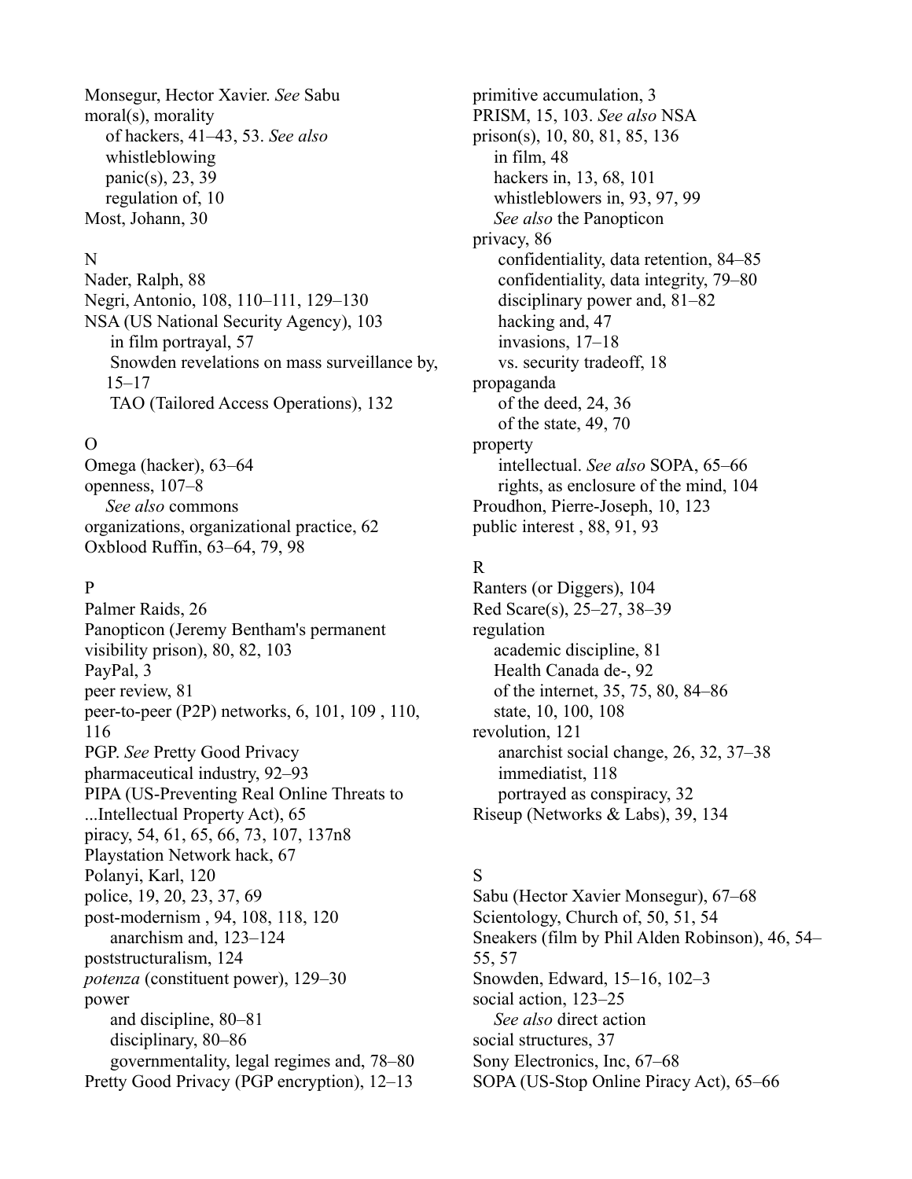Monsegur, Hector Xavier. *See* Sabu
moral(s), morality
  of hackers, 41–43, 53. *See also* whistleblowing
  panic(s), 23, 39
  regulation of, 10
Most, Johann, 30

N

Nader, Ralph, 88
Negri, Antonio, 108, 110–111, 129–130
NSA (US National Security Agency), 103
  in film portrayal, 57
  Snowden revelations on mass surveillance by, 15–17
  TAO (Tailored Access Operations), 132

O

Omega (hacker), 63–64
openness, 107–8
  *See also* commons
organizations, organizational practice, 62
Oxblood Ruffin, 63–64, 79, 98

P

Palmer Raids, 26
Panopticon (Jeremy Bentham's permanent visibility prison), 80, 82, 103
PayPal, 3
peer review, 81
peer-to-peer (P2P) networks, 6, 101, 109 , 110, 116
PGP. *See* Pretty Good Privacy
pharmaceutical industry, 92–93
PIPA (US-Preventing Real Online Threats to ...Intellectual Property Act), 65
piracy, 54, 61, 65, 66, 73, 107, 137n8
Playstation Network hack, 67
Polanyi, Karl, 120
police, 19, 20, 23, 37, 69
post-modernism , 94, 108, 118, 120
  anarchism and, 123–124
poststructuralism, 124
*potenza* (constituent power), 129–30
power
  and discipline, 80–81
  disciplinary, 80–86
  governmentality, legal regimes and, 78–80
Pretty Good Privacy (PGP encryption), 12–13
primitive accumulation, 3
PRISM, 15, 103. *See also* NSA
prison(s), 10, 80, 81, 85, 136
  in film, 48
  hackers in, 13, 68, 101
  whistleblowers in, 93, 97, 99
  *See also* the Panopticon
privacy, 86
  confidentiality, data retention, 84–85
  confidentiality, data integrity, 79–80
  disciplinary power and, 81–82
  hacking and, 47
  invasions, 17–18
  vs. security tradeoff, 18
propaganda
  of the deed, 24, 36
  of the state, 49, 70
property
  intellectual. *See also* SOPA, 65–66
  rights, as enclosure of the mind, 104
Proudhon, Pierre-Joseph, 10, 123
public interest , 88, 91, 93

R

Ranters (or Diggers), 104
Red Scare(s), 25–27, 38–39
regulation
  academic discipline, 81
  Health Canada de-, 92
  of the internet, 35, 75, 80, 84–86
  state, 10, 100, 108
revolution, 121
  anarchist social change, 26, 32, 37–38
  immediatist, 118
  portrayed as conspiracy, 32
Riseup (Networks & Labs), 39, 134

S

Sabu (Hector Xavier Monsegur), 67–68
Scientology, Church of, 50, 51, 54
Sneakers (film by Phil Alden Robinson), 46, 54–55, 57
Snowden, Edward, 15–16, 102–3
social action, 123–25
  *See also* direct action
social structures, 37
Sony Electronics, Inc, 67–68
SOPA (US-Stop Online Piracy Act), 65–66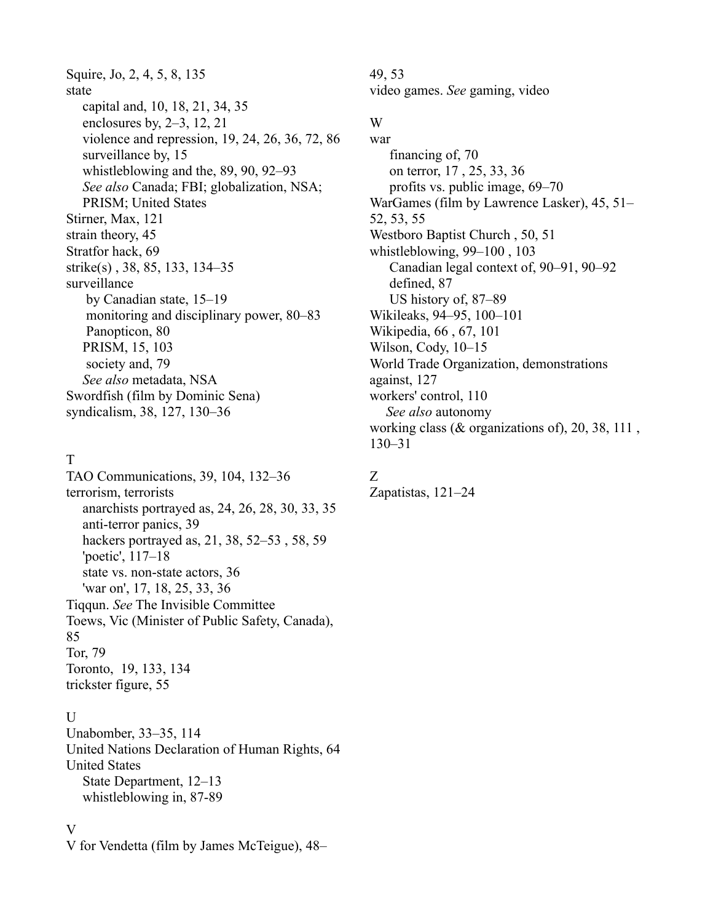Squire, Jo, 2, 4, 5, 8, 135
state
  capital and, 10, 18, 21, 34, 35
  enclosures by, 2–3, 12, 21
  violence and repression, 19, 24, 26, 36, 72, 86
  surveillance by, 15
  whistleblowing and the, 89, 90, 92–93
  *See also* Canada; FBI; globalization, NSA; PRISM; United States
Stirner, Max, 121
strain theory, 45
Stratfor hack, 69
strike(s) , 38, 85, 133, 134–35
surveillance
  by Canadian state, 15–19
  monitoring and disciplinary power, 80–83
  Panopticon, 80
  PRISM, 15, 103
  society and, 79
  *See also* metadata, NSA
Swordfish (film by Dominic Sena)
syndicalism, 38, 127, 130–36

T
TAO Communications, 39, 104, 132–36
terrorism, terrorists
  anarchists portrayed as, 24, 26, 28, 30, 33, 35
  anti-terror panics, 39
  hackers portrayed as, 21, 38, 52–53 , 58, 59
  'poetic', 117–18
  state vs. non-state actors, 36
  'war on', 17, 18, 25, 33, 36
Tiqqun. *See* The Invisible Committee
Toews, Vic (Minister of Public Safety, Canada), 85
Tor, 79
Toronto, 19, 133, 134
trickster figure, 55

U
Unabomber, 33–35, 114
United Nations Declaration of Human Rights, 64
United States
  State Department, 12–13
  whistleblowing in, 87-89

V
V for Vendetta (film by James McTeigue), 48–49, 53
video games. *See* gaming, video

W
war
  financing of, 70
  on terror, 17 , 25, 33, 36
  profits vs. public image, 69–70
WarGames (film by Lawrence Lasker), 45, 51–52, 53, 55
Westboro Baptist Church , 50, 51
whistleblowing, 99–100 , 103
  Canadian legal context of, 90–91, 90–92
  defined, 87
  US history of, 87–89
Wikileaks, 94–95, 100–101
Wikipedia, 66 , 67, 101
Wilson, Cody, 10–15
World Trade Organization, demonstrations against, 127
workers' control, 110
  *See also* autonomy
working class (& organizations of), 20, 38, 111 , 130–31

Z
Zapatistas, 121–24